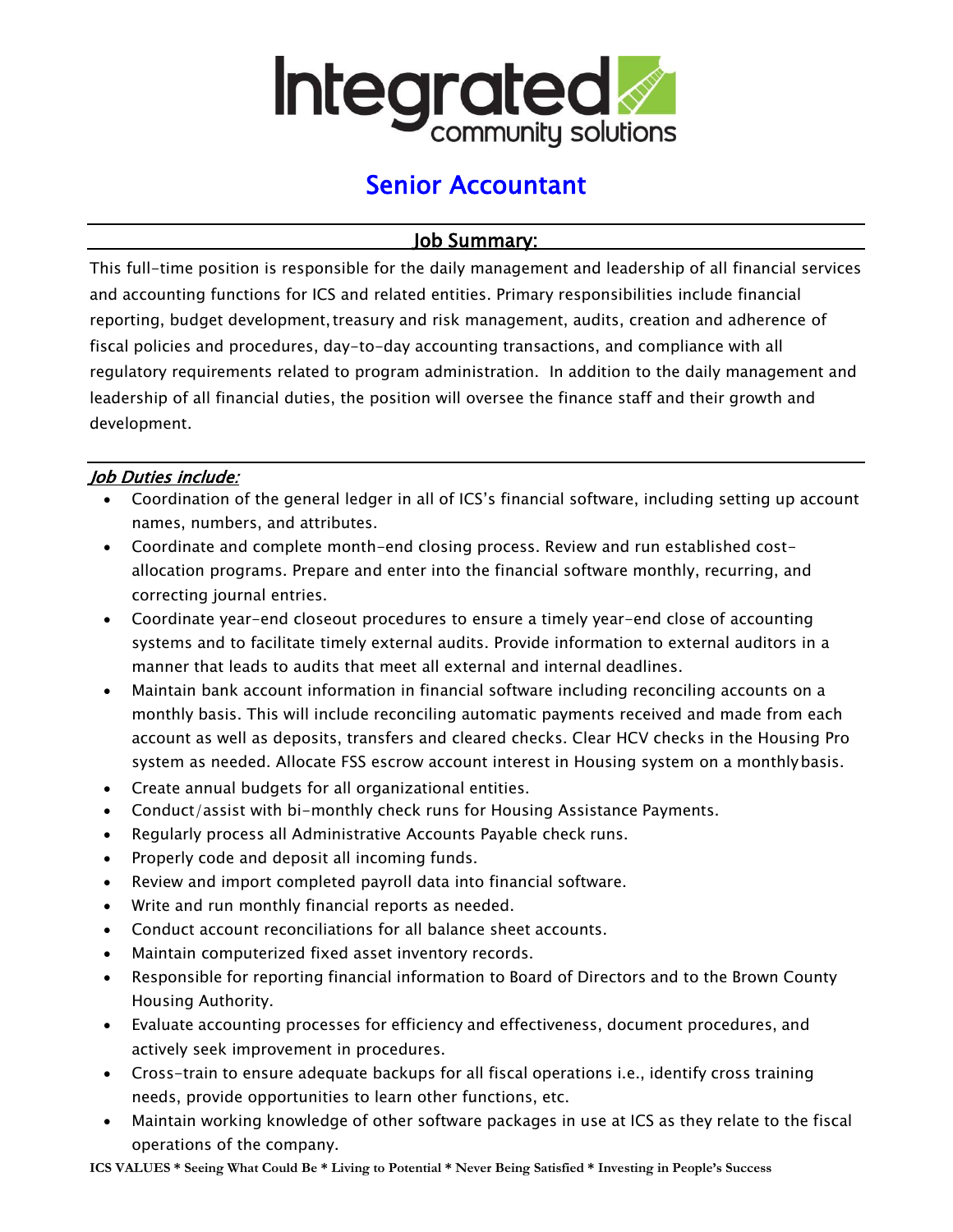Integrated community solutions

# Senior Accountant

## Job Summary:

This full-time position is responsible for the daily management and leadership of all financial services and accounting functions for ICS and related entities. Primary responsibilities include financial reporting, budget development, treasury and risk management, audits, creation and adherence of fiscal policies and procedures, day-to-day accounting transactions, and compliance with all regulatory requirements related to program administration. In addition to the daily management and leadership of all financial duties, the position will oversee the finance staff and their growth and development.

### *Job Duties include:*

- Coordination of the general ledger in all of ICS's financial software, including setting up account names, numbers, and attributes.
- Coordinate and complete month-end closing process. Review and run established cost-allocation programs. Prepare and enter into the financial software monthly, recurring, and correcting journal entries.
- Coordinate year-end closeout procedures to ensure a timely year-end close of accounting systems and to facilitate timely external audits. Provide information to external auditors in a manner that leads to audits that meet all external and internal deadlines.
- Maintain bank account information in financial software including reconciling accounts on a monthly basis. This will include reconciling automatic payments received and made from each account as well as deposits, transfers and cleared checks. Clear HCV checks in the Housing Pro system as needed. Allocate FSS escrow account interest in Housing system on a monthly basis.
- Create annual budgets for all organizational entities.
- Conduct/assist with bi-monthly check runs for Housing Assistance Payments.
- Regularly process all Administrative Accounts Payable check runs.
- Properly code and deposit all incoming funds.
- Review and import completed payroll data into financial software.
- Write and run monthly financial reports as needed.
- Conduct account reconciliations for all balance sheet accounts.
- Maintain computerized fixed asset inventory records.
- Responsible for reporting financial information to Board of Directors and to the Brown County Housing Authority.
- Evaluate accounting processes for efficiency and effectiveness, document procedures, and actively seek improvement in procedures.
- Cross-train to ensure adequate backups for all fiscal operations i.e., identify cross training needs, provide opportunities to learn other functions, etc.
- Maintain working knowledge of other software packages in use at ICS as they relate to the fiscal operations of the company.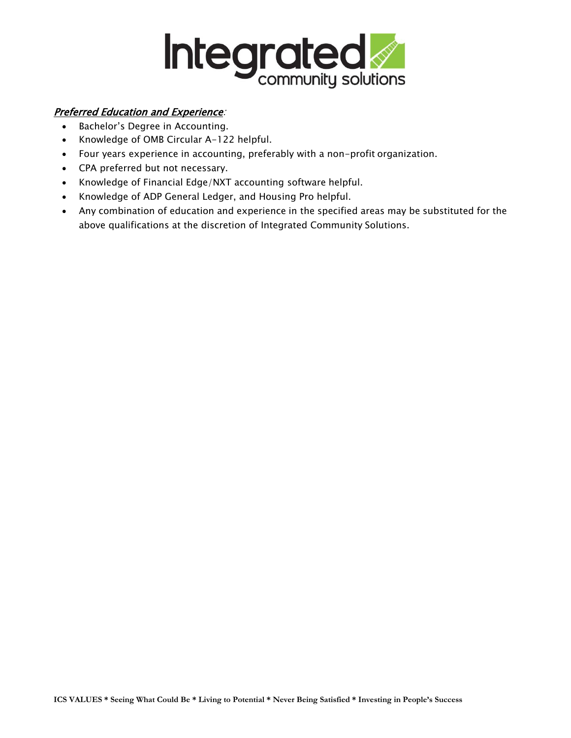***Preferred Education and Experience***:

- Bachelor's Degree in Accounting.
- Knowledge of OMB Circular A-122 helpful.
- Four years experience in accounting, preferably with a non-profit organization.
- CPA preferred but not necessary.
- Knowledge of Financial Edge/NXT accounting software helpful.
- Knowledge of ADP General Ledger, and Housing Pro helpful.
- Any combination of education and experience in the specified areas may be substituted for the above qualifications at the discretion of Integrated Community Solutions.